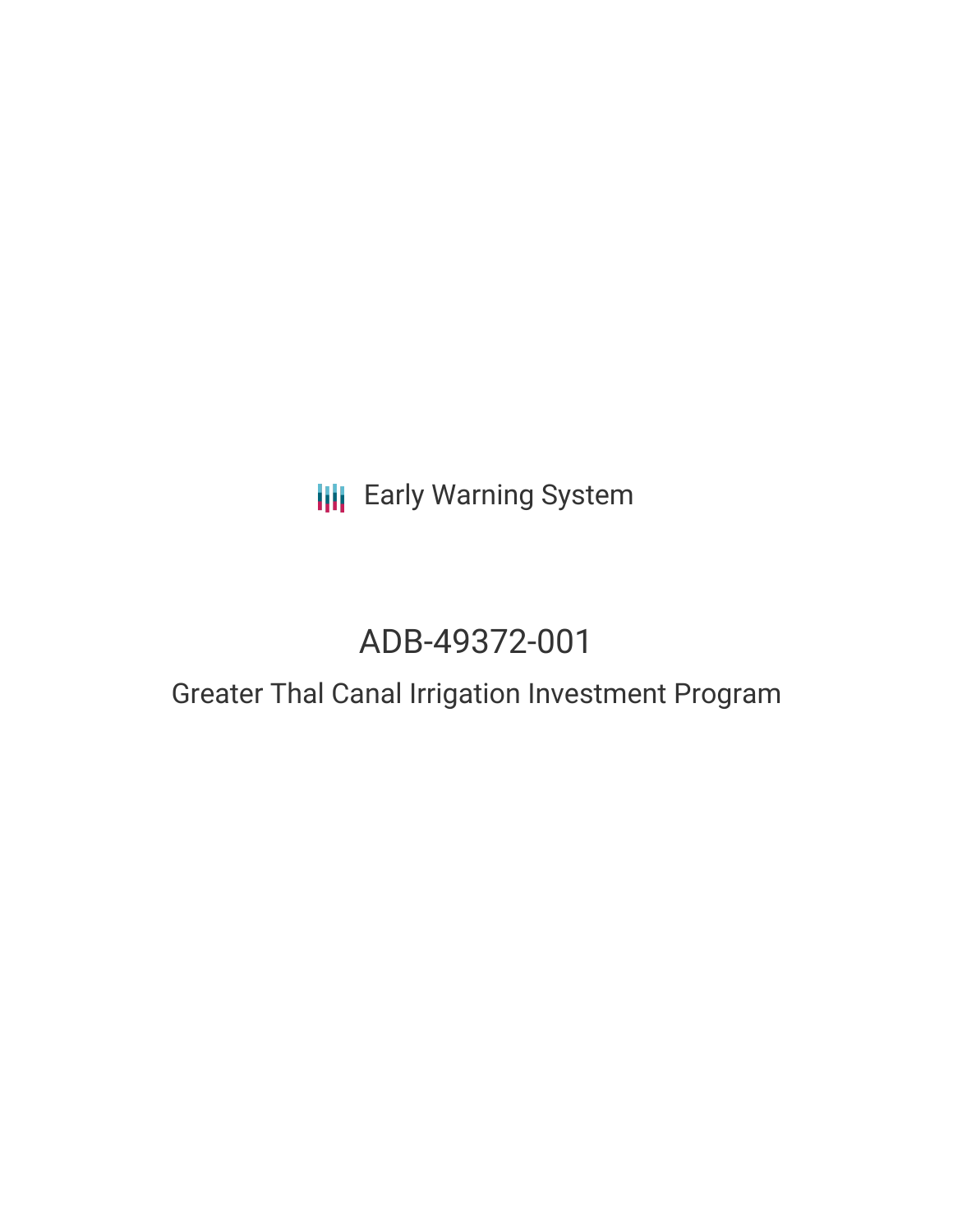Early Warning System

# ADB-49372-001

## Greater Thal Canal Irrigation Investment Program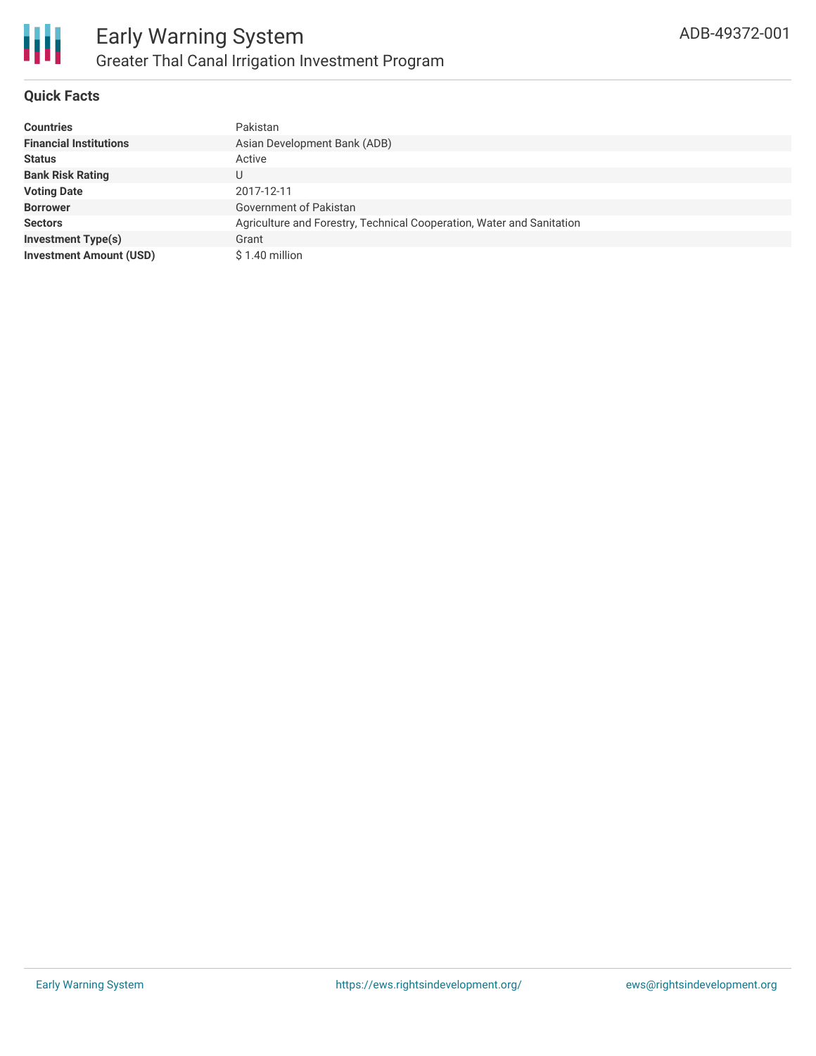# Early Warning System

## Greater Thal Canal Irrigation Investment Program

ADB-49372-001

### Quick Facts

| | |
|---|---|
| **Countries** | Pakistan |
| **Financial Institutions** | Asian Development Bank (ADB) |
| **Status** | Active |
| **Bank Risk Rating** | U |
| **Voting Date** | 2017-12-11 |
| **Borrower** | Government of Pakistan |
| **Sectors** | Agriculture and Forestry, Technical Cooperation, Water and Sanitation |
| **Investment Type(s)** | Grant |
| **Investment Amount (USD)** | $ 1.40 million |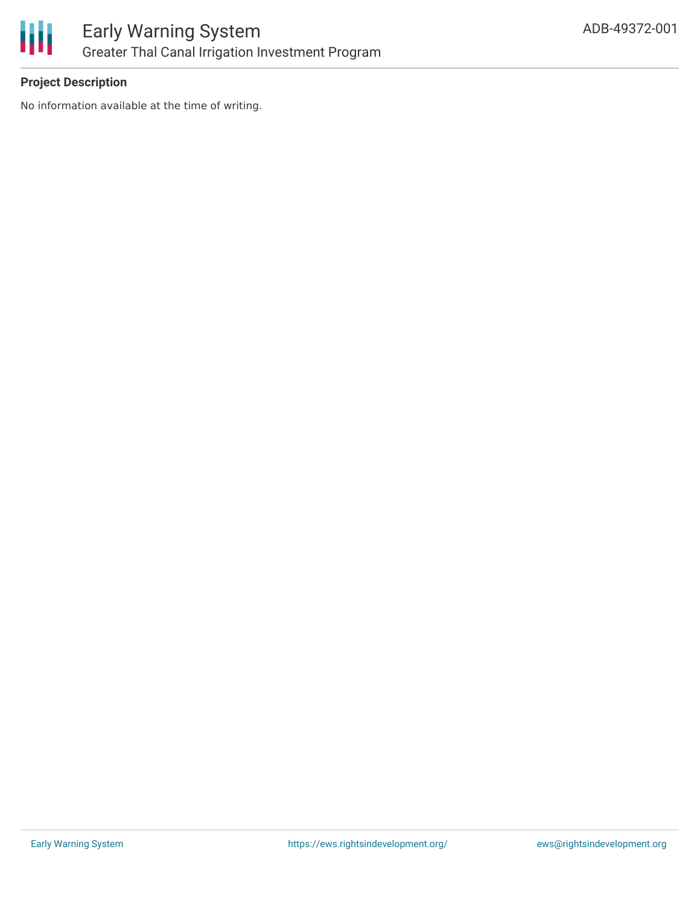**Project Description**

No information available at the time of writing.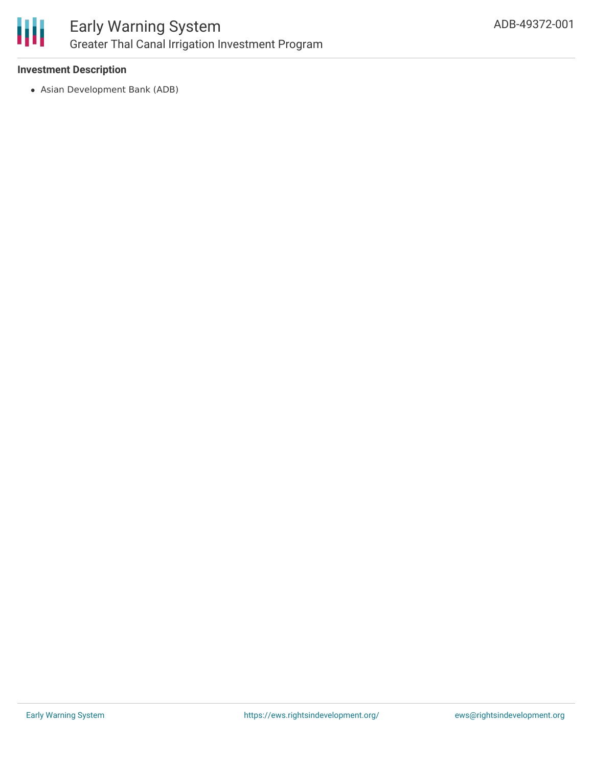**Investment Description**

- Asian Development Bank (ADB)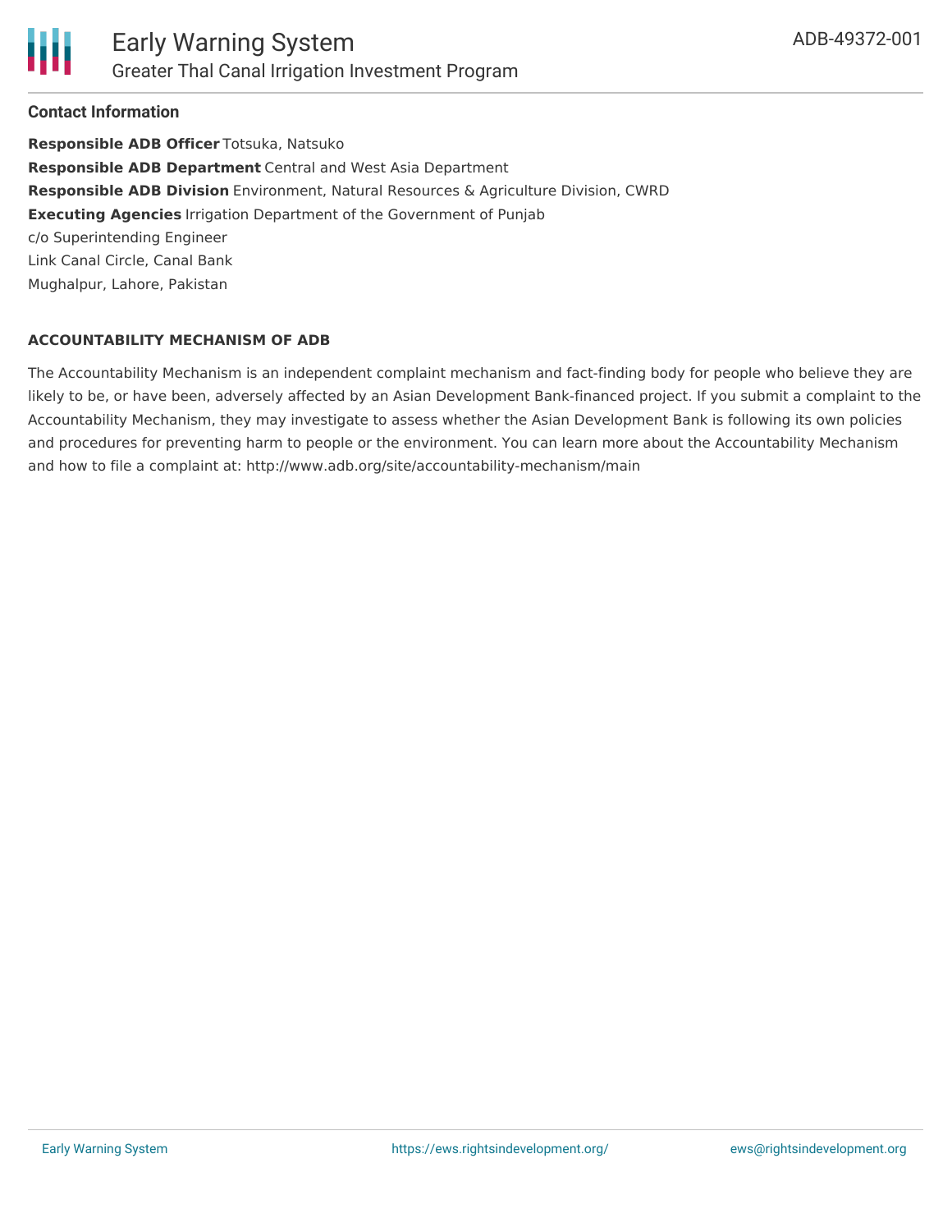## Contact Information

**Responsible ADB Officer** Totsuka, Natsuko
**Responsible ADB Department** Central and West Asia Department
**Responsible ADB Division** Environment, Natural Resources & Agriculture Division, CWRD
**Executing Agencies** Irrigation Department of the Government of Punjab
c/o Superintending Engineer
Link Canal Circle, Canal Bank
Mughalpur, Lahore, Pakistan

### ACCOUNTABILITY MECHANISM OF ADB

The Accountability Mechanism is an independent complaint mechanism and fact-finding body for people who believe they are likely to be, or have been, adversely affected by an Asian Development Bank-financed project. If you submit a complaint to the Accountability Mechanism, they may investigate to assess whether the Asian Development Bank is following its own policies and procedures for preventing harm to people or the environment. You can learn more about the Accountability Mechanism and how to file a complaint at: http://www.adb.org/site/accountability-mechanism/main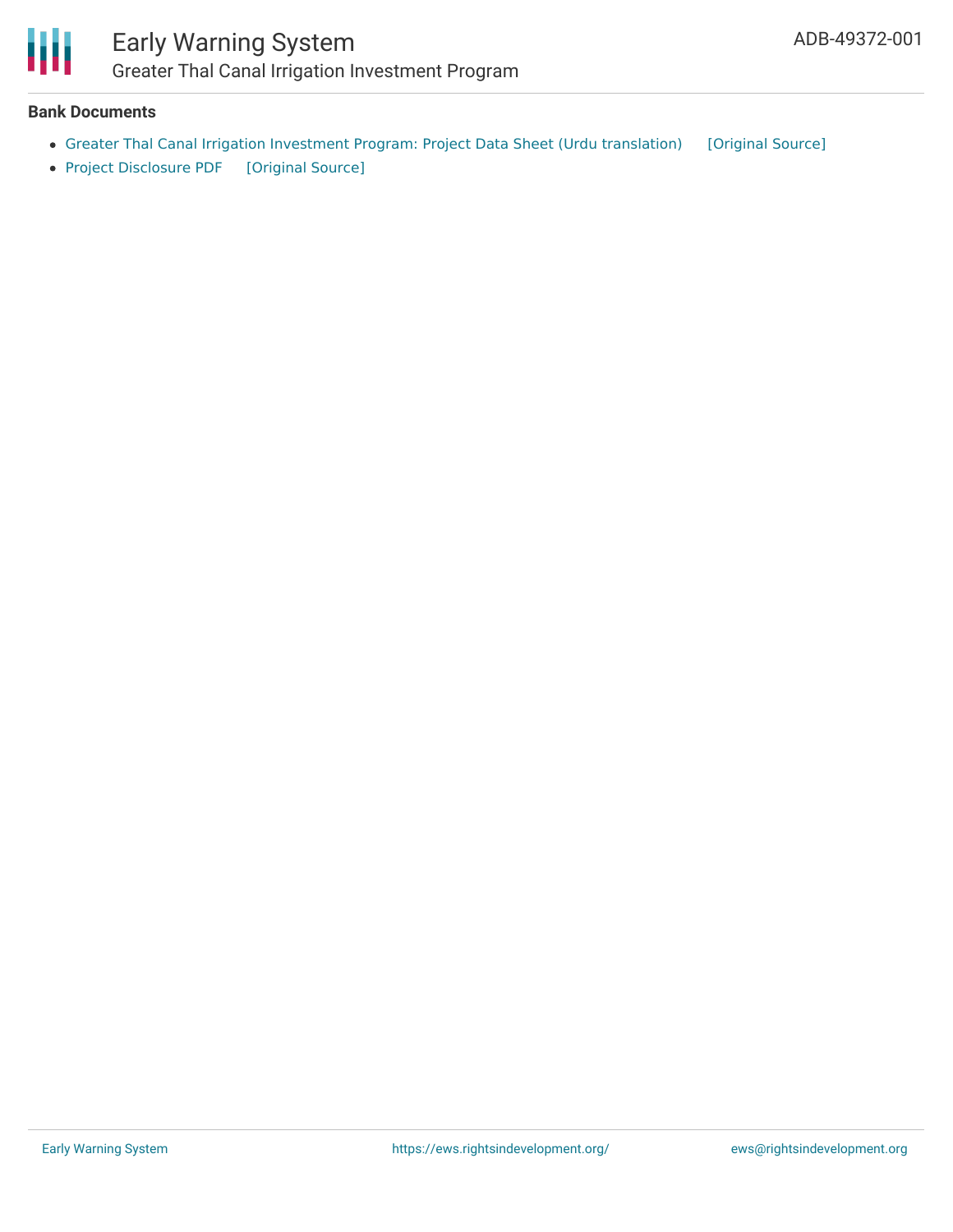**Bank Documents**

- Greater Thal Canal Irrigation Investment Program: Project Data Sheet (Urdu translation) [Original Source]
- Project Disclosure PDF [Original Source]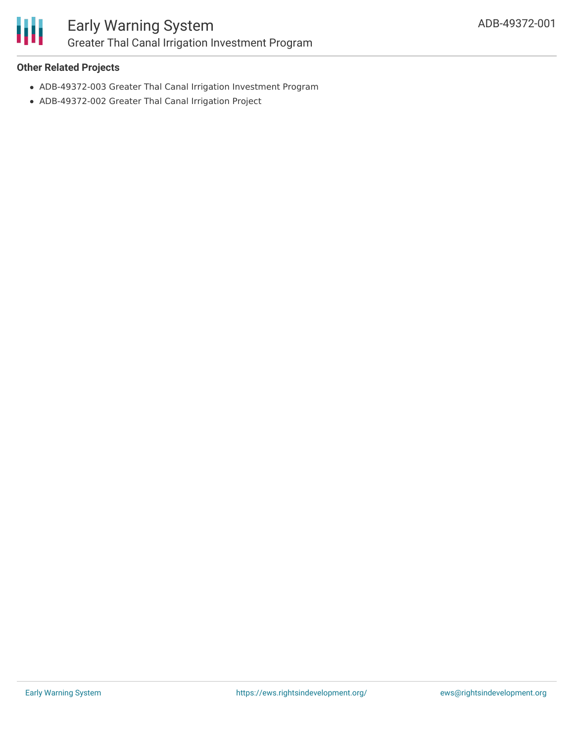**Other Related Projects**

- ADB-49372-003 Greater Thal Canal Irrigation Investment Program
- ADB-49372-002 Greater Thal Canal Irrigation Project